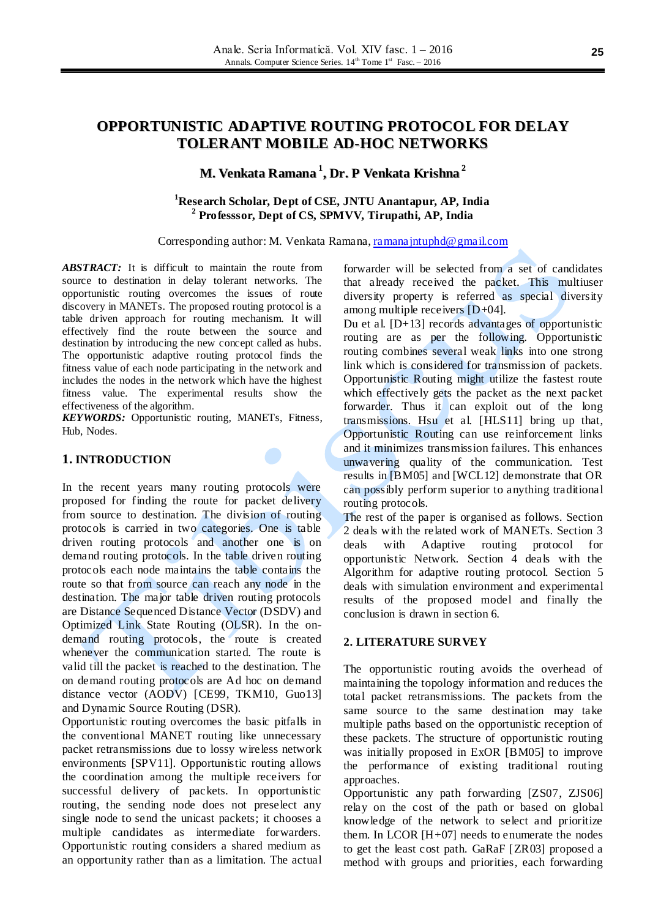# OPPORTUNISTIC ADAPTIVE ROUTING PROTOCOL FOR DELAY TOLERANT MOBILE AD-HOC NETWORKS

**M. Venkata Ramana [1], Dr. P Venkata Krishna [2]**

[1]**Research Scholar, Dept of CSE, JNTU Anantapur, AP, India**
[2] **Professsor, Dept of CS, SPMVV, Tirupathi, AP, India**

Corresponding author: M. Venkata Ramana, ramanajntuphd@gmail.com

***ABSTRACT:*** It is difficult to maintain the route from source to destination in delay tolerant networks. The opportunistic routing overcomes the issues of route discovery in MANETs. The proposed routing protocol is a table driven approach for routing mechanism. It will effectively find the route between the source and destination by introducing the new concept called as hubs. The opportunistic adaptive routing protocol finds the fitness value of each node participating in the network and includes the nodes in the network which have the highest fitness value. The experimental results show the effectiveness of the algorithm.

***KEYWORDS:*** Opportunistic routing, MANETs, Fitness, Hub, Nodes.

## 1. INTRODUCTION

In the recent years many routing protocols were proposed for finding the route for packet delivery from source to destination. The division of routing protocols is carried in two categories. One is table driven routing protocols and another one is on demand routing protocols. In the table driven routing protocols each node maintains the table contains the route so that from source can reach any node in the destination. The major table driven routing protocols are Distance Sequenced Distance Vector (DSDV) and Optimized Link State Routing (OLSR). In the on-demand routing protocols, the route is created whenever the communication started. The route is valid till the packet is reached to the destination. The on demand routing protocols are Ad hoc on demand distance vector (AODV) [CE99, TKM10, Guo13] and Dynamic Source Routing (DSR).

Opportunistic routing overcomes the basic pitfalls in the conventional MANET routing like unnecessary packet retransmissions due to lossy wireless network environments [SPV11]. Opportunistic routing allows the coordination among the multiple receivers for successful delivery of packets. In opportunistic routing, the sending node does not preselect any single node to send the unicast packets; it chooses a multiple candidates as intermediate forwarders. Opportunistic routing considers a shared medium as an opportunity rather than as a limitation. The actual forwarder will be selected from a set of candidates that already received the packet. This multiuser diversity property is referred as special diversity among multiple receivers [D+04].

Du et al. [D+13] records advantages of opportunistic routing are as per the following. Opportunistic routing combines several weak links into one strong link which is considered for transmission of packets. Opportunistic Routing might utilize the fastest route which effectively gets the packet as the next packet forwarder. Thus it can exploit out of the long transmissions. Hsu et al. [HLS11] bring up that, Opportunistic Routing can use reinforcement links and it minimizes transmission failures. This enhances unwavering quality of the communication. Test results in [BM05] and [WCL12] demonstrate that OR can possibly perform superior to anything traditional routing protocols.

The rest of the paper is organised as follows. Section 2 deals with the related work of MANETs. Section 3 deals with Adaptive routing protocol for opportunistic Network. Section 4 deals with the Algorithm for adaptive routing protocol. Section 5 deals with simulation environment and experimental results of the proposed model and finally the conclusion is drawn in section 6.

## 2. LITERATURE SURVEY

The opportunistic routing avoids the overhead of maintaining the topology information and reduces the total packet retransmissions. The packets from the same source to the same destination may take multiple paths based on the opportunistic reception of these packets. The structure of opportunistic routing was initially proposed in ExOR [BM05] to improve the performance of existing traditional routing approaches.

Opportunistic any path forwarding [ZS07, ZJS06] relay on the cost of the path or based on global knowledge of the network to select and prioritize them. In LCOR [H+07] needs to enumerate the nodes to get the least cost path. GaRaF [ZR03] proposed a method with groups and priorities, each forwarding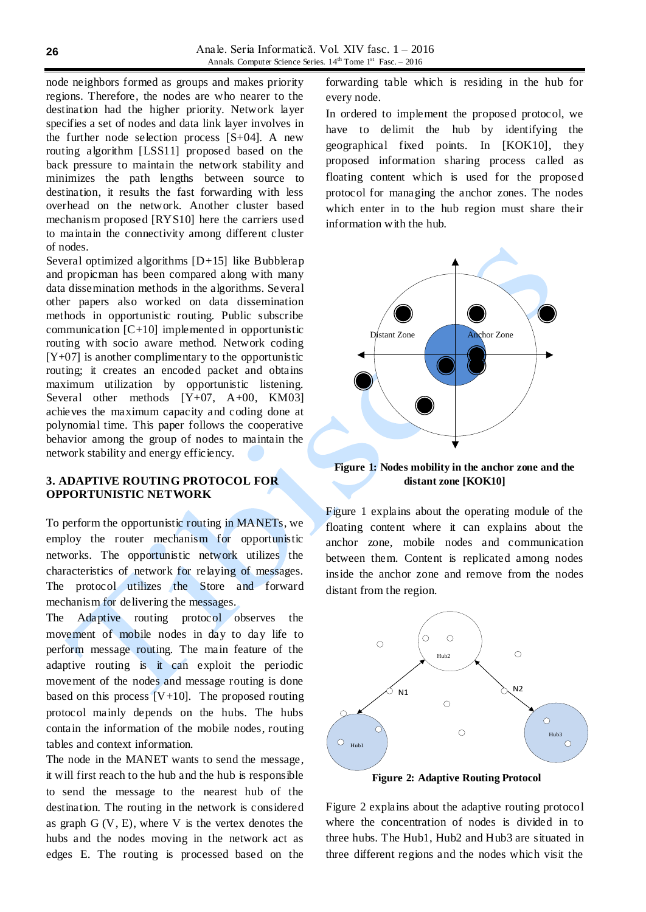node neighbors formed as groups and makes priority regions. Therefore, the nodes are who nearer to the destination had the higher priority. Network layer specifies a set of nodes and data link layer involves in the further node selection process [S+04]. A new routing algorithm [LSS11] proposed based on the back pressure to maintain the network stability and minimizes the path lengths between source to destination, it results the fast forwarding with less overhead on the network. Another cluster based mechanism proposed [RYS10] here the carriers used to maintain the connectivity among different cluster of nodes.

Several optimized algorithms [D+15] like Bubblerap and propicman has been compared along with many data dissemination methods in the algorithms. Several other papers also worked on data dissemination methods in opportunistic routing. Public subscribe communication [C+10] implemented in opportunistic routing with socio aware method. Network coding [Y+07] is another complimentary to the opportunistic routing; it creates an encoded packet and obtains maximum utilization by opportunistic listening. Several other methods [Y+07, A+00, KM03] achieves the maximum capacity and coding done at polynomial time. This paper follows the cooperative behavior among the group of nodes to maintain the network stability and energy efficiency.

## 3. ADAPTIVE ROUTING PROTOCOL FOR OPPORTUNISTIC NETWORK

To perform the opportunistic routing in MANETs, we employ the router mechanism for opportunistic networks. The opportunistic network utilizes the characteristics of network for relaying of messages. The protocol utilizes the Store and forward mechanism for delivering the messages.

The Adaptive routing protocol observes the movement of mobile nodes in day to day life to perform message routing. The main feature of the adaptive routing is it can exploit the periodic movement of the nodes and message routing is done based on this process [V+10]. The proposed routing protocol mainly depends on the hubs. The hubs contain the information of the mobile nodes, routing tables and context information.

The node in the MANET wants to send the message, it will first reach to the hub and the hub is responsible to send the message to the nearest hub of the destination. The routing in the network is considered as graph G (V, E), where V is the vertex denotes the hubs and the nodes moving in the network act as edges E. The routing is processed based on the forwarding table which is residing in the hub for every node.

In ordered to implement the proposed protocol, we have to delimit the hub by identifying the geographical fixed points. In [KOK10], they proposed information sharing process called as floating content which is used for the proposed protocol for managing the anchor zones. The nodes which enter in to the hub region must share their information with the hub.

**Figure 1: Nodes mobility in the anchor zone and the distant zone [KOK10]**

Figure 1 explains about the operating module of the floating content where it can explains about the anchor zone, mobile nodes and communication between them. Content is replicated among nodes inside the anchor zone and remove from the nodes distant from the region.

**Figure 2: Adaptive Routing Protocol**

Figure 2 explains about the adaptive routing protocol where the concentration of nodes is divided in to three hubs. The Hub1, Hub2 and Hub3 are situated in three different regions and the nodes which visit the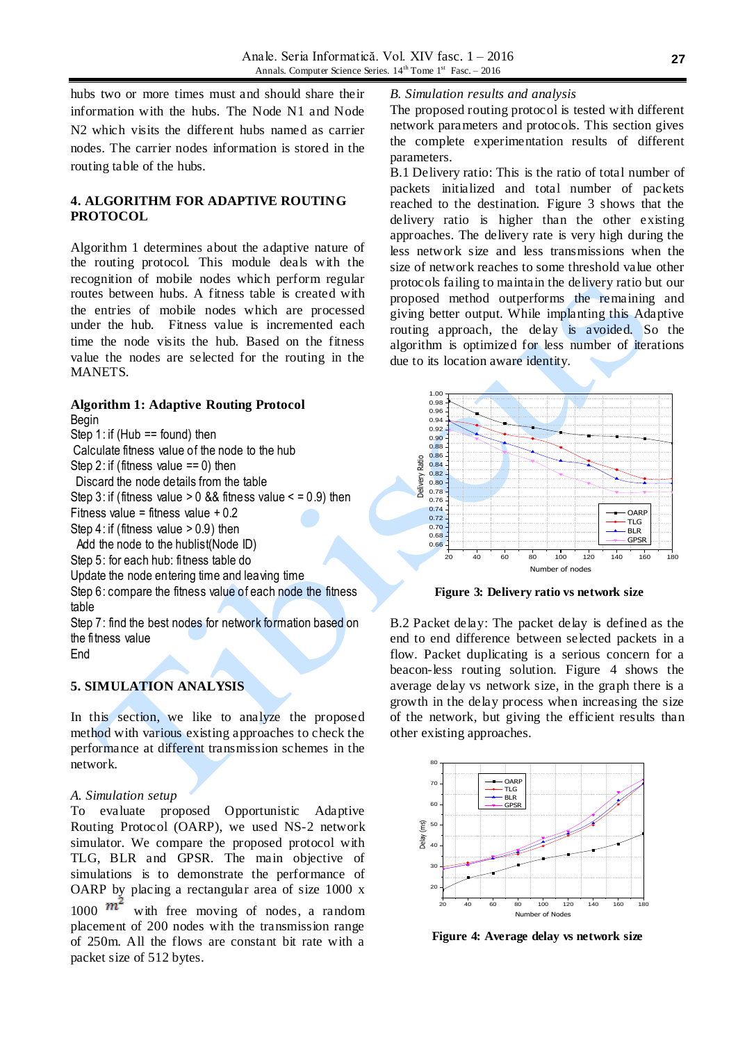hubs two or more times must and should share their information with the hubs. The Node N1 and Node N2 which visits the different hubs named as carrier nodes. The carrier nodes information is stored in the routing table of the hubs.

## 4. ALGORITHM FOR ADAPTIVE ROUTING PROTOCOL

Algorithm 1 determines about the adaptive nature of the routing protocol. This module deals with the recognition of mobile nodes which perform regular routes between hubs. A fitness table is created with the entries of mobile nodes which are processed under the hub. Fitness value is incremented each time the node visits the hub. Based on the fitness value the nodes are selected for the routing in the MANETS.

**Algorithm 1: Adaptive Routing Protocol**

```
Begin
Step 1: if (Hub == found) then
 Calculate fitness value of the node to the hub
Step 2: if (fitness value == 0) then
 Discard the node details from the table
Step 3: if (fitness value > 0 && fitness value < = 0.9) then
Fitness value = fitness value + 0.2
Step 4: if (fitness value > 0.9) then
 Add the node to the hublist(Node ID)
Step 5: for each hub: fitness table do
Update the node entering time and leaving time
Step 6: compare the fitness value of each node the fitness table
Step 7: find the best nodes for network formation based on the fitness value
End
```

## 5. SIMULATION ANALYSIS

In this section, we like to analyze the proposed method with various existing approaches to check the performance at different transmission schemes in the network.

*A. Simulation setup*

To evaluate proposed Opportunistic Adaptive Routing Protocol (OARP), we used NS-2 network simulator. We compare the proposed protocol with TLG, BLR and GPSR. The main objective of simulations is to demonstrate the performance of OARP by placing a rectangular area of size 1000 x 1000 $m^2$ with free moving of nodes, a random placement of 200 nodes with the transmission range of 250m. All the flows are constant bit rate with a packet size of 512 bytes.

*B. Simulation results and analysis*

The proposed routing protocol is tested with different network parameters and protocols. This section gives the complete experimentation results of different parameters.

B.1 Delivery ratio: This is the ratio of total number of packets initialized and total number of packets reached to the destination. Figure 3 shows that the delivery ratio is higher than the other existing approaches. The delivery rate is very high during the less network size and less transmissions when the size of network reaches to some threshold value other protocols failing to maintain the delivery ratio but our proposed method outperforms the remaining and giving better output. While implanting this Adaptive routing approach, the delay is avoided. So the algorithm is optimized for less number of iterations due to its location aware identity.

**Figure 3: Delivery ratio vs network size**

B.2 Packet delay: The packet delay is defined as the end to end difference between selected packets in a flow. Packet duplicating is a serious concern for a beacon-less routing solution. Figure 4 shows the average delay vs network size, in the graph there is a growth in the delay process when increasing the size of the network, but giving the efficient results than other existing approaches.

**Figure 4: Average delay vs network size**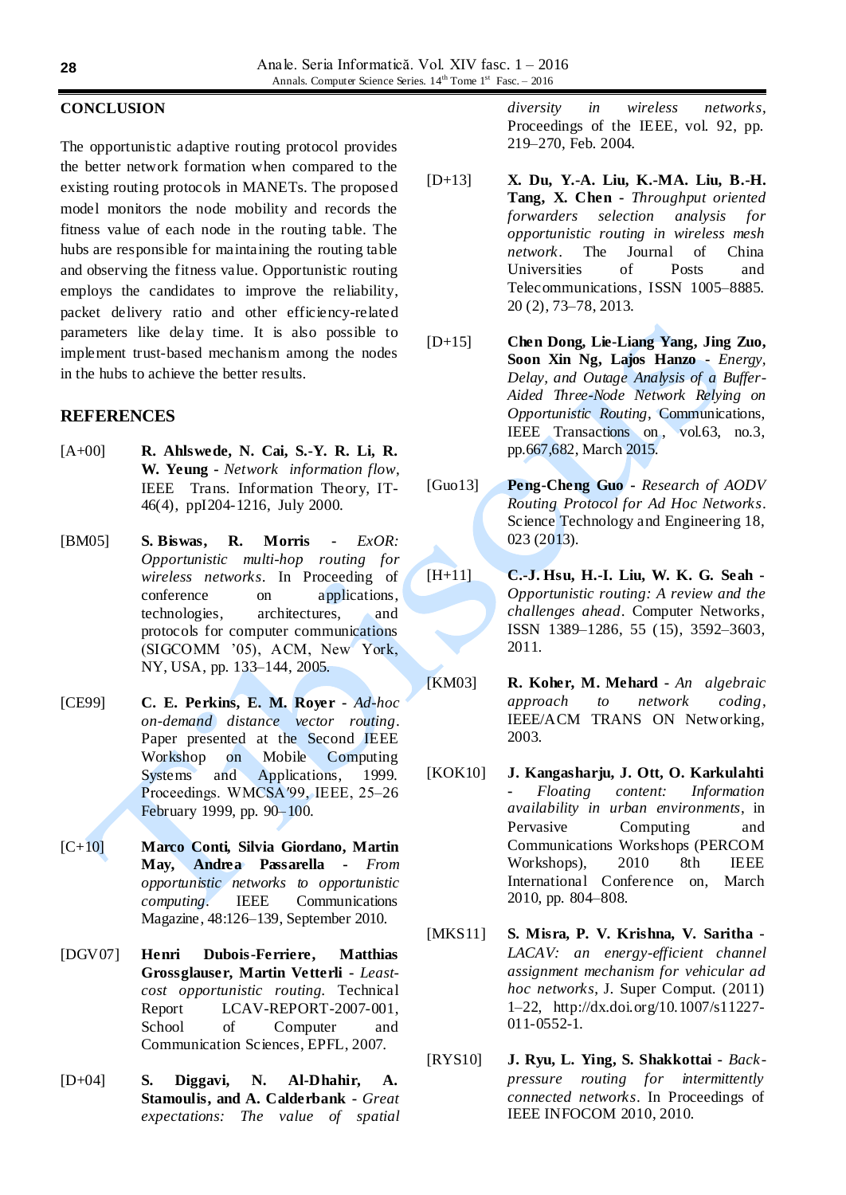## CONCLUSION

The opportunistic adaptive routing protocol provides the better network formation when compared to the existing routing protocols in MANETs. The proposed model monitors the node mobility and records the fitness value of each node in the routing table. The hubs are responsible for maintaining the routing table and observing the fitness value. Opportunistic routing employs the candidates to improve the reliability, packet delivery ratio and other efficiency-related parameters like delay time. It is also possible to implement trust-based mechanism among the nodes in the hubs to achieve the better results.

## REFERENCES

[A+00] **R. Ahlswede, N. Cai, S.-Y. R. Li, R. W. Yeung** - *Network information flow*, IEEE Trans. Information Theory, IT-46(4), ppI204-1216, July 2000.

[BM05] **S. Biswas, R. Morris** - *ExOR: Opportunistic multi-hop routing for wireless networks*. In Proceeding of conference on applications, technologies, architectures, and protocols for computer communications (SIGCOMM '05), ACM, New York, NY, USA, pp. 133–144, 2005.

[CE99] **C. E. Perkins, E. M. Royer** - *Ad-hoc on-demand distance vector routing*. Paper presented at the Second IEEE Workshop on Mobile Computing Systems and Applications, 1999. Proceedings. WMCSA'99, IEEE, 25–26 February 1999, pp. 90–100.

[C+10] **Marco Conti, Silvia Giordano, Martin May, Andrea Passarella** - *From opportunistic networks to opportunistic computing*. IEEE Communications Magazine, 48:126–139, September 2010.

[DGV07] **Henri Dubois-Ferriere, Matthias Grossglauser, Martin Vetterli** - *Least-cost opportunistic routing*. Technical Report LCAV-REPORT-2007-001, School of Computer and Communication Sciences, EPFL, 2007.

[D+04] **S. Diggavi, N. Al-Dhahir, A. Stamoulis, and A. Calderbank** - *Great expectations: The value of spatial diversity in wireless networks*, Proceedings of the IEEE, vol. 92, pp. 219–270, Feb. 2004.

[D+13] **X. Du, Y.-A. Liu, K.-MA. Liu, B.-H. Tang, X. Chen** - *Throughput oriented forwarders selection analysis for opportunistic routing in wireless mesh network*. The Journal of China Universities of Posts and Telecommunications, ISSN 1005–8885. 20 (2), 73–78, 2013.

[D+15] **Chen Dong, Lie-Liang Yang, Jing Zuo, Soon Xin Ng, Lajos Hanzo** - *Energy, Delay, and Outage Analysis of a Buffer-Aided Three-Node Network Relying on Opportunistic Routing*, Communications, IEEE Transactions on , vol.63, no.3, pp.667,682, March 2015.

[Guo13] **Peng-Cheng Guo** - *Research of AODV Routing Protocol for Ad Hoc Networks*. Science Technology and Engineering 18, 023 (2013).

[H+11] **C.-J. Hsu, H.-I. Liu, W. K. G. Seah** - *Opportunistic routing: A review and the challenges ahead*. Computer Networks, ISSN 1389–1286, 55 (15), 3592–3603, 2011.

[KM03] **R. Koher, M. Mehard** - *An algebraic approach to network coding*, IEEE/ACM TRANS ON Networking, 2003.

[KOK10] **J. Kangasharju, J. Ott, O. Karkulahti** - *Floating content: Information availability in urban environments*, in Pervasive Computing and Communications Workshops (PERCOM Workshops), 2010 8th IEEE International Conference on, March 2010, pp. 804–808.

[MKS11] **S. Misra, P. V. Krishna, V. Saritha** - *LACAV: an energy-efficient channel assignment mechanism for vehicular ad hoc networks*, J. Super Comput. (2011) 1–22, http://dx.doi.org/10.1007/s11227-011-0552-1.

[RYS10] **J. Ryu, L. Ying, S. Shakkottai** - *Back-pressure routing for intermittently connected networks*. In Proceedings of IEEE INFOCOM 2010, 2010.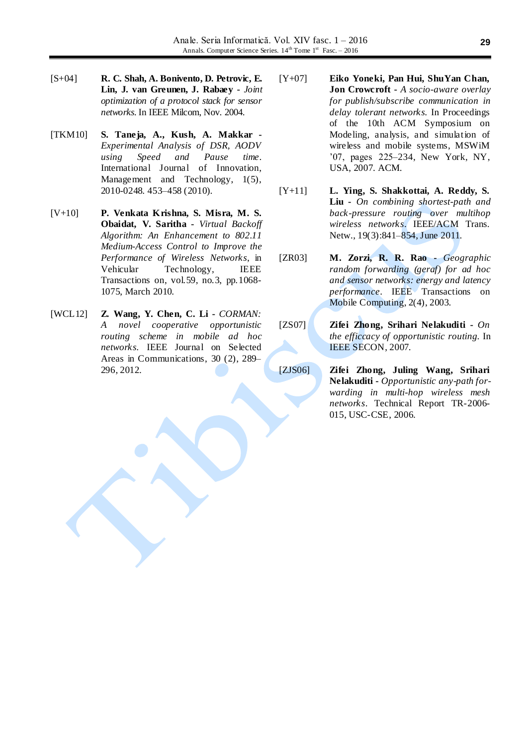[S+04] **R. C. Shah, A. Bonivento, D. Petrovic, E. Lin, J. van Greunen, J. Rabaey** - *Joint optimization of a protocol stack for sensor networks.* In IEEE Milcom, Nov. 2004.

[TKM10] **S. Taneja, A., Kush, A. Makkar** - *Experimental Analysis of DSR, AODV using Speed and Pause time*. International Journal of Innovation, Management and Technology, 1(5), 2010-0248. 453–458 (2010).

[V+10] **P. Venkata Krishna, S. Misra, M. S. Obaidat, V. Saritha** - *Virtual Backoff Algorithm: An Enhancement to 802.11 Medium-Access Control to Improve the Performance of Wireless Networks*, in Vehicular Technology, IEEE Transactions on, vol.59, no.3, pp.1068-1075, March 2010.

[WCL12] **Z. Wang, Y. Chen, C. Li** - *CORMAN: A novel cooperative opportunistic routing scheme in mobile ad hoc networks*. IEEE Journal on Selected Areas in Communications, 30 (2), 289–296, 2012.

[Y+07] **Eiko Yoneki, Pan Hui, ShuYan Chan, Jon Crowcroft** - *A socio-aware overlay for publish/subscribe communication in delay tolerant networks.* In Proceedings of the 10th ACM Symposium on Modeling, analysis, and simulation of wireless and mobile systems, MSWiM '07, pages 225–234, New York, NY, USA, 2007. ACM.

[Y+11] **L. Ying, S. Shakkottai, A. Reddy, S. Liu** - *On combining shortest-path and back-pressure routing over multihop wireless networks*. IEEE/ACM Trans. Netw., 19(3):841–854, June 2011.

[ZR03] **M. Zorzi, R. R. Rao** - *Geographic random forwarding (geraf) for ad hoc and sensor networks: energy and latency performance*. IEEE Transactions on Mobile Computing, 2(4), 2003.

[ZS07] **Zifei Zhong, Srihari Nelakuditi** - *On the efficcacy of opportunistic routing.* In IEEE SECON, 2007.

[ZJS06] **Zifei Zhong, Juling Wang, Srihari Nelakuditi** - *Opportunistic any-path forwarding in multi-hop wireless mesh networks*. Technical Report TR-2006-015, USC-CSE, 2006.